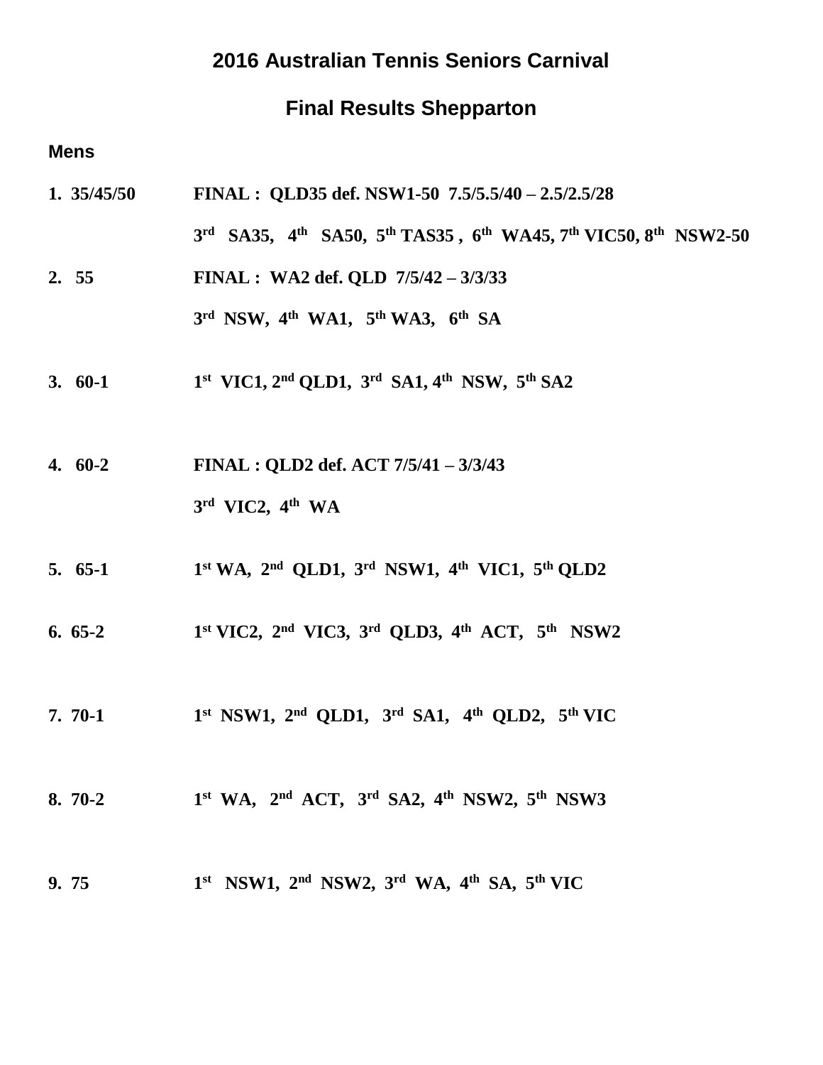# 2016 Australian Tennis Seniors Carnival

## Final Results Shepparton

### Mens

**1. 35/45/50** — **FINAL : QLD35 def. NSW1-50 7.5/5.5/40 – 2.5/2.5/28**

**3rd SA35, 4th SA50, 5th TAS35 , 6th WA45, 7th VIC50, 8th NSW2-50**

**2. 55** — **FINAL : WA2 def. QLD 7/5/42 – 3/3/33**

**3rd NSW, 4th WA1, 5th WA3, 6th SA**

**3. 60-1** — **1st VIC1, 2nd QLD1, 3rd SA1, 4th NSW, 5th SA2**

**4. 60-2** — **FINAL : QLD2 def. ACT 7/5/41 – 3/3/43**

**3rd VIC2, 4th WA**

**5. 65-1** — **1st WA, 2nd QLD1, 3rd NSW1, 4th VIC1, 5th QLD2**

**6. 65-2** — **1st VIC2, 2nd VIC3, 3rd QLD3, 4th ACT, 5th NSW2**

**7. 70-1** — **1st NSW1, 2nd QLD1, 3rd SA1, 4th QLD2, 5th VIC**

**8. 70-2** — **1st WA, 2nd ACT, 3rd SA2, 4th NSW2, 5th NSW3**

**9. 75** — **1st NSW1, 2nd NSW2, 3rd WA, 4th SA, 5th VIC**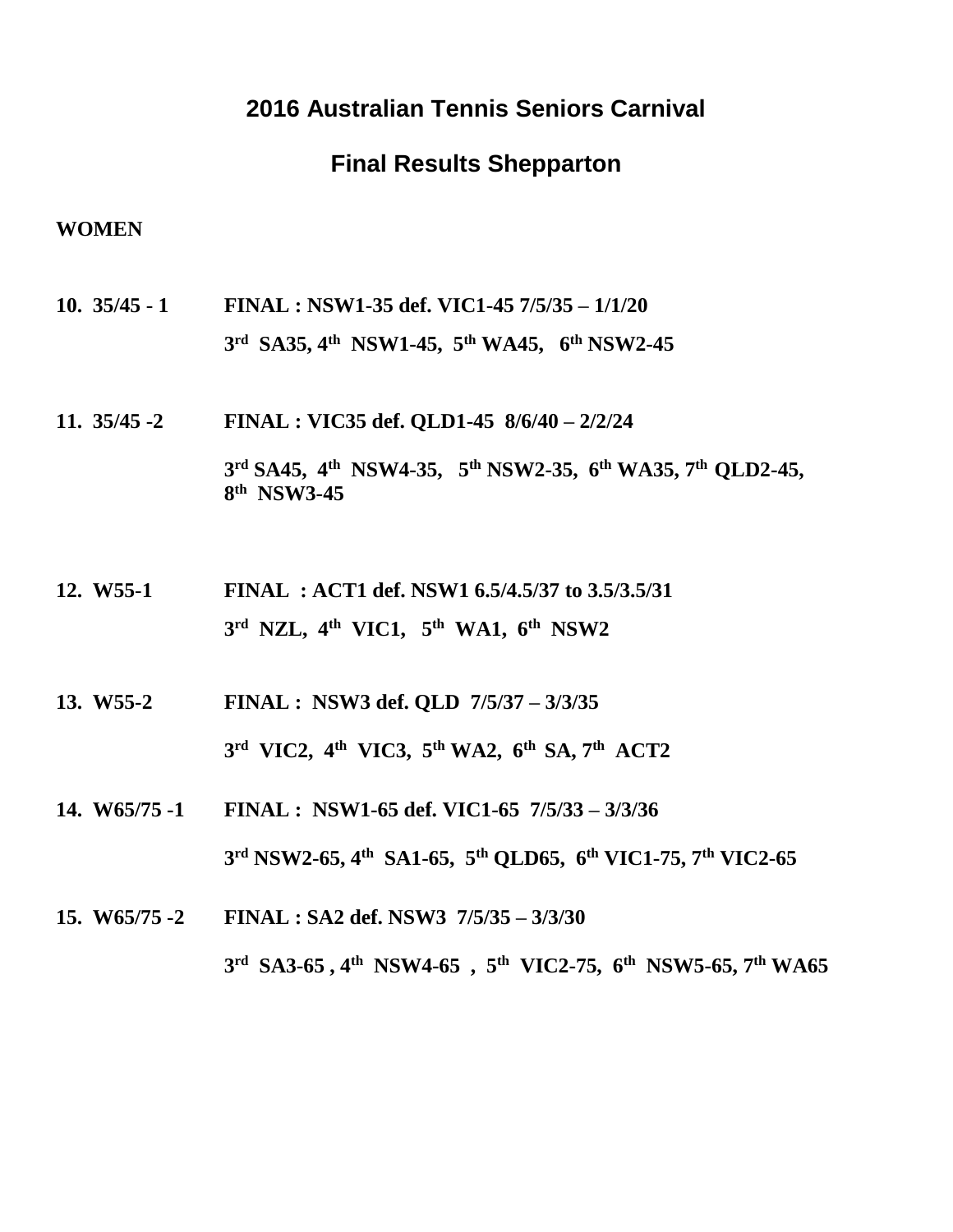## 2016 Australian Tennis Seniors Carnival

## Final Results Shepparton

**WOMEN**

**10. 35/45 - 1** **FINAL : NSW1-35 def. VIC1-45 7/5/35 – 1/1/20**

**3rd SA35, 4th NSW1-45, 5th WA45, 6th NSW2-45**

**11. 35/45 -2** **FINAL : VIC35 def. QLD1-45 8/6/40 – 2/2/24**

**3rd SA45, 4th NSW4-35, 5th NSW2-35, 6th WA35, 7th QLD2-45, 8th NSW3-45**

**12. W55-1** **FINAL : ACT1 def. NSW1 6.5/4.5/37 to 3.5/3.5/31**

**3rd NZL, 4th VIC1, 5th WA1, 6th NSW2**

**13. W55-2** **FINAL : NSW3 def. QLD 7/5/37 – 3/3/35**

**3rd VIC2, 4th VIC3, 5th WA2, 6th SA, 7th ACT2**

**14. W65/75 -1** **FINAL : NSW1-65 def. VIC1-65 7/5/33 – 3/3/36**

**3rd NSW2-65, 4th SA1-65, 5th QLD65, 6th VIC1-75, 7th VIC2-65**

**15. W65/75 -2** **FINAL : SA2 def. NSW3 7/5/35 – 3/3/30**

**3rd SA3-65 , 4th NSW4-65 , 5th VIC2-75, 6th NSW5-65, 7th WA65**